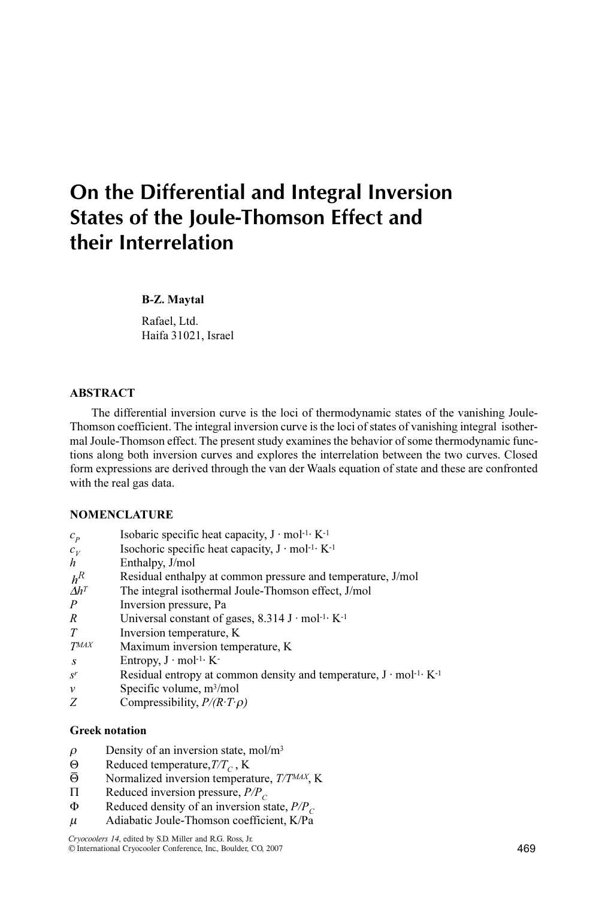# On the Differential and Integral Inversion States of the Joule-Thomson Effect and their Interrelation

**B-Z. Maytal**

Rafael, Ltd.
Haifa 31021, Israel

## ABSTRACT

The differential inversion curve is the loci of thermodynamic states of the vanishing Joule-Thomson coefficient. The integral inversion curve is the loci of states of vanishing integral isothermal Joule-Thomson effect. The present study examines the behavior of some thermodynamic functions along both inversion curves and explores the interrelation between the two curves. Closed form expressions are derived through the van der Waals equation of state and these are confronted with the real gas data.

## NOMENCLATURE

| | |
|---|---|
| $c_P$ | Isobaric specific heat capacity, $J \cdot mol^{-1} \cdot K^{-1}$ |
| $c_V$ | Isochoric specific heat capacity, $J \cdot mol^{-1} \cdot K^{-1}$ |
| $h$ | Enthalpy, J/mol |
| $h^R$ | Residual enthalpy at common pressure and temperature, J/mol |
| $\Delta h^T$ | The integral isothermal Joule-Thomson effect, J/mol |
| $P$ | Inversion pressure, Pa |
| $R$ | Universal constant of gases, 8.314 $J \cdot mol^{-1} \cdot K^{-1}$ |
| $T$ | Inversion temperature, K |
| $T^{MAX}$ | Maximum inversion temperature, K |
| $s$ | Entropy, $J \cdot mol^{-1} \cdot K^{-}$ |
| $s^r$ | Residual entropy at common density and temperature, $J \cdot mol^{-1} \cdot K^{-1}$ |
| $v$ | Specific volume, $m^3$/mol |
| $Z$ | Compressibility, $P/(R \cdot T \cdot \rho)$ |

### Greek notation

| | |
|---|---|
| $\rho$ | Density of an inversion state, $mol/m^3$ |
| $\Theta$ | Reduced temperature, $T/T_C$, K |
| $\bar{\Theta}$ | Normalized inversion temperature, $T/T^{MAX}$, K |
| $\Pi$ | Reduced inversion pressure, $P/P_C$ |
| $\Phi$ | Reduced density of an inversion state, $P/P_C$ |
| $\mu$ | Adiabatic Joule-Thomson coefficient, K/Pa |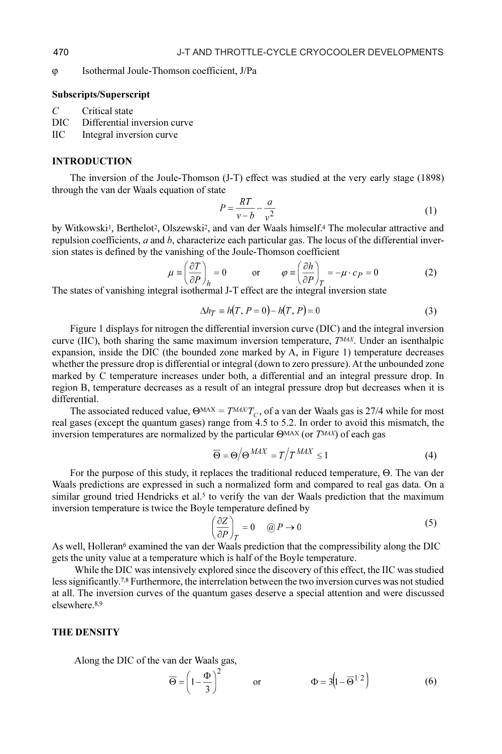φ Isothermal Joule-Thomson coefficient, J/Pa

**Subscripts/Superscript**

$C$ Critical state
DIC Differential inversion curve
IIC Integral inversion curve

## INTRODUCTION

The inversion of the Joule-Thomson (J-T) effect was studied at the very early stage (1898) through the van der Waals equation of state

$$P = \frac{RT}{v-b} - \frac{a}{v^2} \tag{1}$$

by Witkowski[1], Berthelot[2], Olszewski[2], and van der Waals himself.[4] The molecular attractive and repulsion coefficients, $a$ and $b$, characterize each particular gas. The locus of the differential inversion states is defined by the vanishing of the Joule-Thomson coefficient

$$\mu \equiv \left(\frac{\partial T}{\partial P}\right)_h = 0 \qquad \text{or} \qquad \varphi \equiv \left(\frac{\partial h}{\partial P}\right)_T = -\mu \cdot c_P = 0 \tag{2}$$

The states of vanishing integral isothermal J-T effect are the integral inversion state

$$\Delta h_T \equiv h(T, P=0) - h(T, P) = 0 \tag{3}$$

Figure 1 displays for nitrogen the differential inversion curve (DIC) and the integral inversion curve (IIC), both sharing the same maximum inversion temperature, $T^{MAX}$. Under an isenthalpic expansion, inside the DIC (the bounded zone marked by A, in Figure 1) temperature decreases whether the pressure drop is differential or integral (down to zero pressure). At the unbounded zone marked by C temperature increases under both, a differential and an integral pressure drop. In region B, temperature decreases as a result of an integral pressure drop but decreases when it is differential.

The associated reduced value, $\Theta^{MAX} = T^{MAX}/T_C$, of a van der Waals gas is 27/4 while for most real gases (except the quantum gases) range from 4.5 to 5.2. In order to avoid this mismatch, the inversion temperatures are normalized by the particular $\Theta^{MAX}$ (or $T^{MAX}$) of each gas

$$\overline{\Theta} = \Theta / \Theta^{MAX} = T / T^{MAX} \leq 1 \tag{4}$$

For the purpose of this study, it replaces the traditional reduced temperature, Θ. The van der Waals predictions are expressed in such a normalized form and compared to real gas data. On a similar ground tried Hendricks et al.[5] to verify the van der Waals prediction that the maximum inversion temperature is twice the Boyle temperature defined by

$$\left(\frac{\partial Z}{\partial P}\right)_T = 0 \quad @\, P \to 0 \tag{5}$$

As well, Holleran[6] examined the van der Waals prediction that the compressibility along the DIC gets the unity value at a temperature which is half of the Boyle temperature.

While the DIC was intensively explored since the discovery of this effect, the IIC was studied less significantly.[7,8] Furthermore, the interrelation between the two inversion curves was not studied at all. The inversion curves of the quantum gases deserve a special attention and were discussed elsewhere.[8,9]

## THE DENSITY

Along the DIC of the van der Waals gas,

$$\overline{\Theta} = \left(1 - \frac{\Phi}{3}\right)^2 \qquad \text{or} \qquad \Phi = 3\left(1 - \overline{\Theta}^{1/2}\right) \tag{6}$$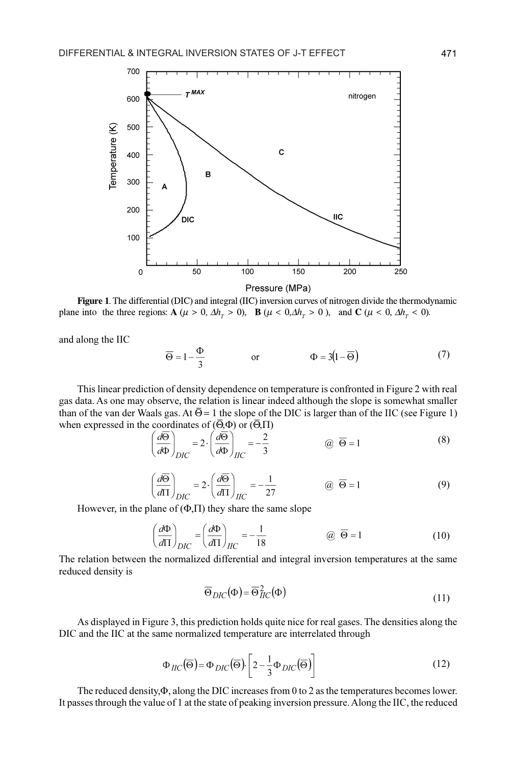**Figure 1**. The differential (DIC) and integral (IIC) inversion curves of nitrogen divide the thermodynamic plane into the three regions: **A** ($\mu > 0$, $\Delta h_T > 0$), **B** ($\mu < 0, \Delta h_T > 0$ ), and **C** ($\mu < 0$, $\Delta h_T < 0$).

and along the IIC

$$\overline{\Theta} = 1 - \frac{\Phi}{3} \qquad \text{or} \qquad \Phi = 3\left(1 - \overline{\Theta}\right) \tag{7}$$

This linear prediction of density dependence on temperature is confronted in Figure 2 with real gas data. As one may observe, the relation is linear indeed although the slope is somewhat smaller than of the van der Waals gas. At $\overline{\Theta} = 1$ the slope of the DIC is larger than of the IIC (see Figure 1) when expressed in the coordinates of ($\overline{\Theta}$,$\Phi$) or ($\overline{\Theta}$,$\Pi$)

$$\left(\frac{d\overline{\Theta}}{d\Phi}\right)_{DIC} = 2 \cdot \left(\frac{d\overline{\Theta}}{d\Phi}\right)_{IIC} = -\frac{2}{3} \qquad @ \;\; \overline{\Theta} = 1 \tag{8}$$

$$\left(\frac{d\overline{\Theta}}{d\Pi}\right)_{DIC} = 2 \cdot \left(\frac{d\overline{\Theta}}{d\Pi}\right)_{IIC} = -\frac{1}{27} \qquad @ \;\; \overline{\Theta} = 1 \tag{9}$$

However, in the plane of ($\Phi$,$\Pi$) they share the same slope

$$\left(\frac{d\Phi}{d\Pi}\right)_{DIC} = \left(\frac{d\Phi}{d\Pi}\right)_{IIC} = -\frac{1}{18} \qquad @ \;\; \overline{\Theta} = 1 \tag{10}$$

The relation between the normalized differential and integral inversion temperatures at the same reduced density is

$$\overline{\Theta}_{DIC}(\Phi) = \overline{\Theta}_{IIC}^{2}(\Phi) \tag{11}$$

As displayed in Figure 3, this prediction holds quite nice for real gases. The densities along the DIC and the IIC at the same normalized temperature are interrelated through

$$\Phi_{IIC}\left(\overline{\Theta}\right) = \Phi_{DIC}\left(\overline{\Theta}\right) \cdot \left[2 - \frac{1}{3}\Phi_{DIC}\left(\overline{\Theta}\right)\right] \tag{12}$$

The reduced density, $\Phi$, along the DIC increases from 0 to 2 as the temperatures becomes lower. It passes through the value of 1 at the state of peaking inversion pressure. Along the IIC, the reduced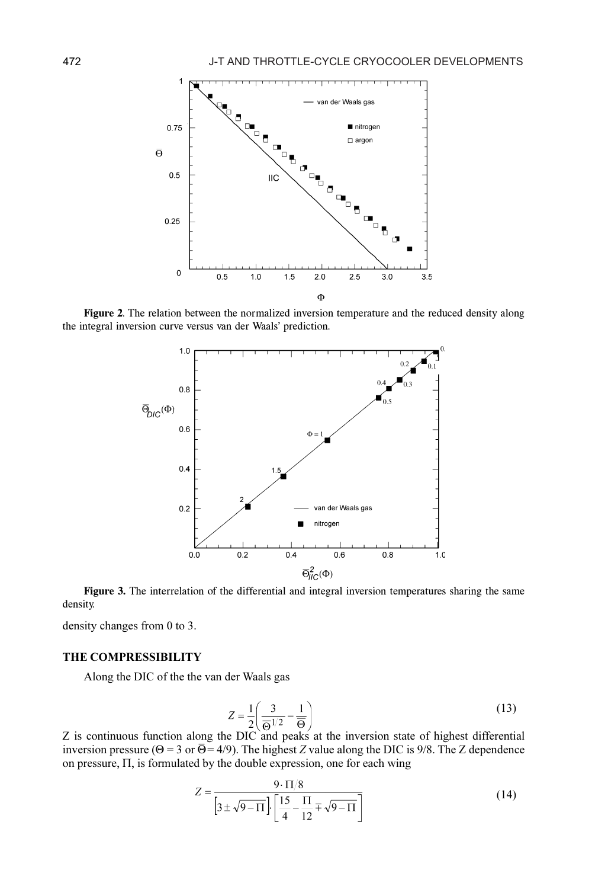**Figure 2**. The relation between the normalized inversion temperature and the reduced density along the integral inversion curve versus van der Waals' prediction.

**Figure 3.** The interrelation of the differential and integral inversion temperatures sharing the same density.

density changes from 0 to 3.

## THE COMPRESSIBILITY

Along the DIC of the the van der Waals gas

$$Z = \frac{1}{2}\left(\frac{3}{\overline{\Theta}^{1/2}} - \frac{1}{\overline{\Theta}}\right) \tag{13}$$

Z is continuous function along the DIC and peaks at the inversion state of highest differential inversion pressure ($\Theta = 3$ or $\overline{\Theta} = 4/9$). The highest $Z$ value along the DIC is 9/8. The Z dependence on pressure, $\Pi$, is formulated by the double expression, one for each wing

$$Z = \frac{9 \cdot \Pi/8}{\left[3 \pm \sqrt{9-\Pi}\right] \cdot \left[\frac{15}{4} - \frac{\Pi}{12} \mp \sqrt{9-\Pi}\right]} \tag{14}$$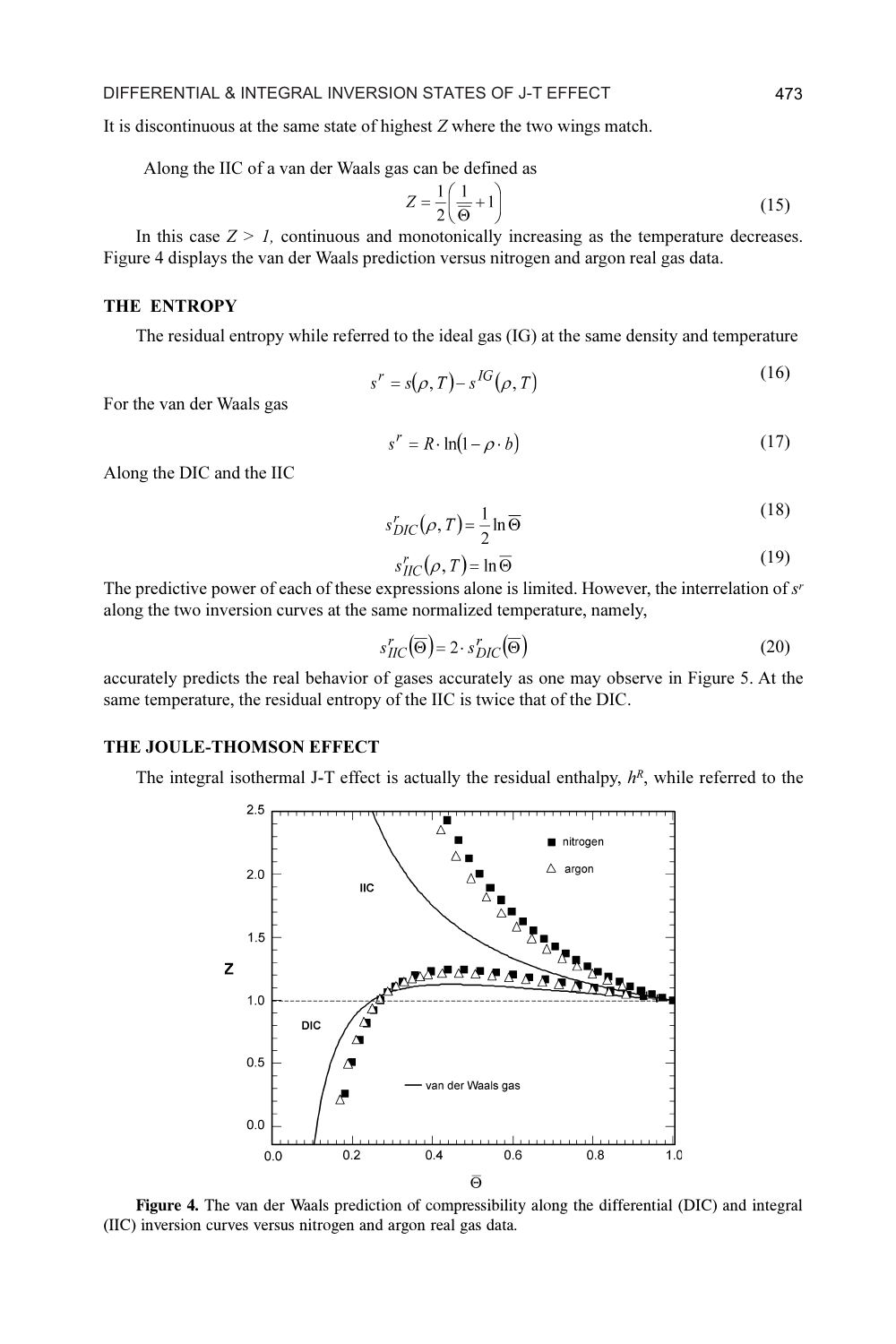It is discontinuous at the same state of highest $Z$ where the two wings match.

Along the IIC of a van der Waals gas can be defined as

$$Z = \frac{1}{2}\left(\frac{1}{\overline{\Theta}} + 1\right) \tag{15}$$

In this case $Z > 1$, continuous and monotonically increasing as the temperature decreases. Figure 4 displays the van der Waals prediction versus nitrogen and argon real gas data.

## THE ENTROPY

The residual entropy while referred to the ideal gas (IG) at the same density and temperature

$$s^r = s(\rho, T) - s^{IG}(\rho, T) \tag{16}$$

For the van der Waals gas

$$s^r = R \cdot \ln(1 - \rho \cdot b) \tag{17}$$

Along the DIC and the IIC

$$s^r_{DIC}(\rho, T) = \frac{1}{2}\ln\overline{\Theta} \tag{18}$$

$$s^r_{IIC}(\rho, T) = \ln\overline{\Theta} \tag{19}$$

The predictive power of each of these expressions alone is limited. However, the interrelation of $s^r$ along the two inversion curves at the same normalized temperature, namely,

$$s^r_{IIC}(\overline{\Theta}) = 2 \cdot s^r_{DIC}(\overline{\Theta}) \tag{20}$$

accurately predicts the real behavior of gases accurately as one may observe in Figure 5. At the same temperature, the residual entropy of the IIC is twice that of the DIC.

## THE JOULE-THOMSON EFFECT

The integral isothermal J-T effect is actually the residual enthalpy, $h^R$, while referred to the

**Figure 4.** The van der Waals prediction of compressibility along the differential (DIC) and integral (IIC) inversion curves versus nitrogen and argon real gas data.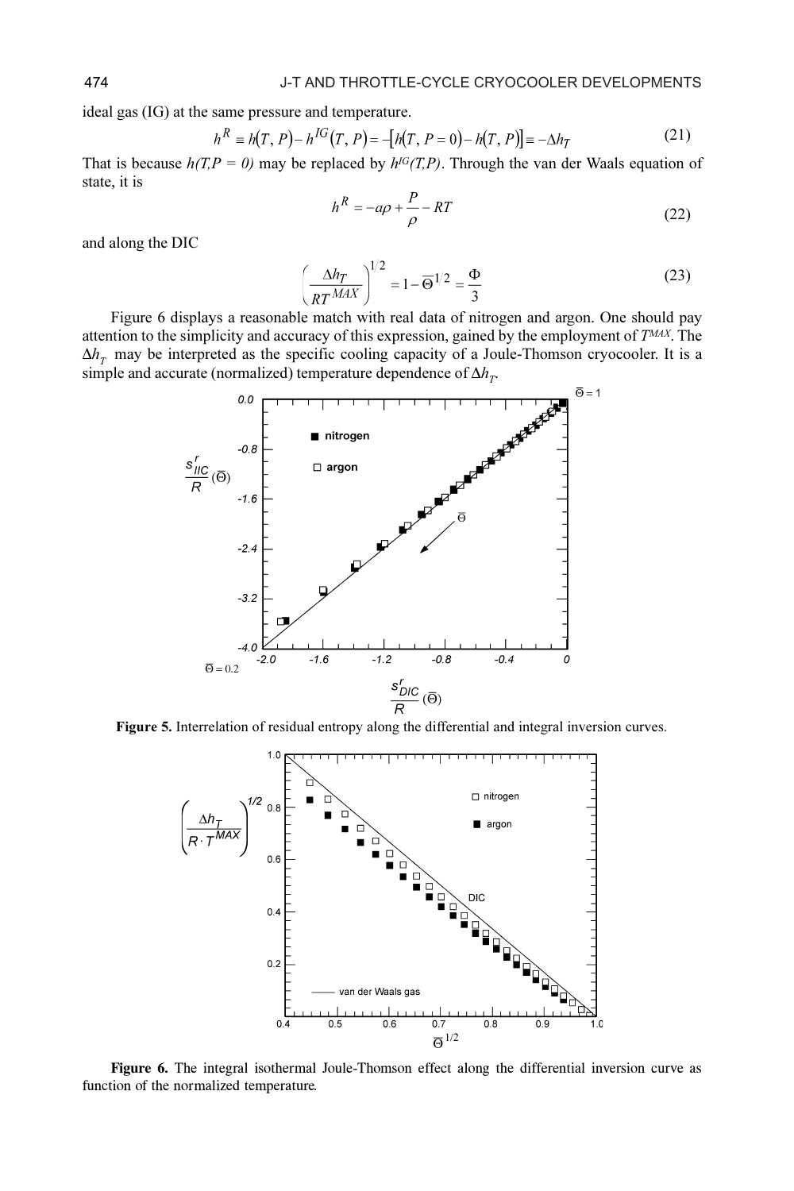ideal gas (IG) at the same pressure and temperature.

$$h^R \equiv h(T,P) - h^{IG}(T,P) = -[h(T,P=0) - h(T,P)] \equiv -\Delta h_T \tag{21}$$

That is because $h(T,P = 0)$ may be replaced by $h^{IG}(T,P)$. Through the van der Waals equation of state, it is

$$h^R = -a\rho + \frac{P}{\rho} - RT \tag{22}$$

and along the DIC

$$\left(\frac{\Delta h_T}{RT^{MAX}}\right)^{1/2} = 1 - \overline{\Theta}^{1/2} = \frac{\Phi}{3} \tag{23}$$

Figure 6 displays a reasonable match with real data of nitrogen and argon. One should pay attention to the simplicity and accuracy of this expression, gained by the employment of $T^{MAX}$. The $\Delta h_T$ may be interpreted as the specific cooling capacity of a Joule-Thomson cryocooler. It is a simple and accurate (normalized) temperature dependence of $\Delta h_T$.

**Figure 5.** Interrelation of residual entropy along the differential and integral inversion curves.

**Figure 6.** The integral isothermal Joule-Thomson effect along the differential inversion curve as function of the normalized temperature.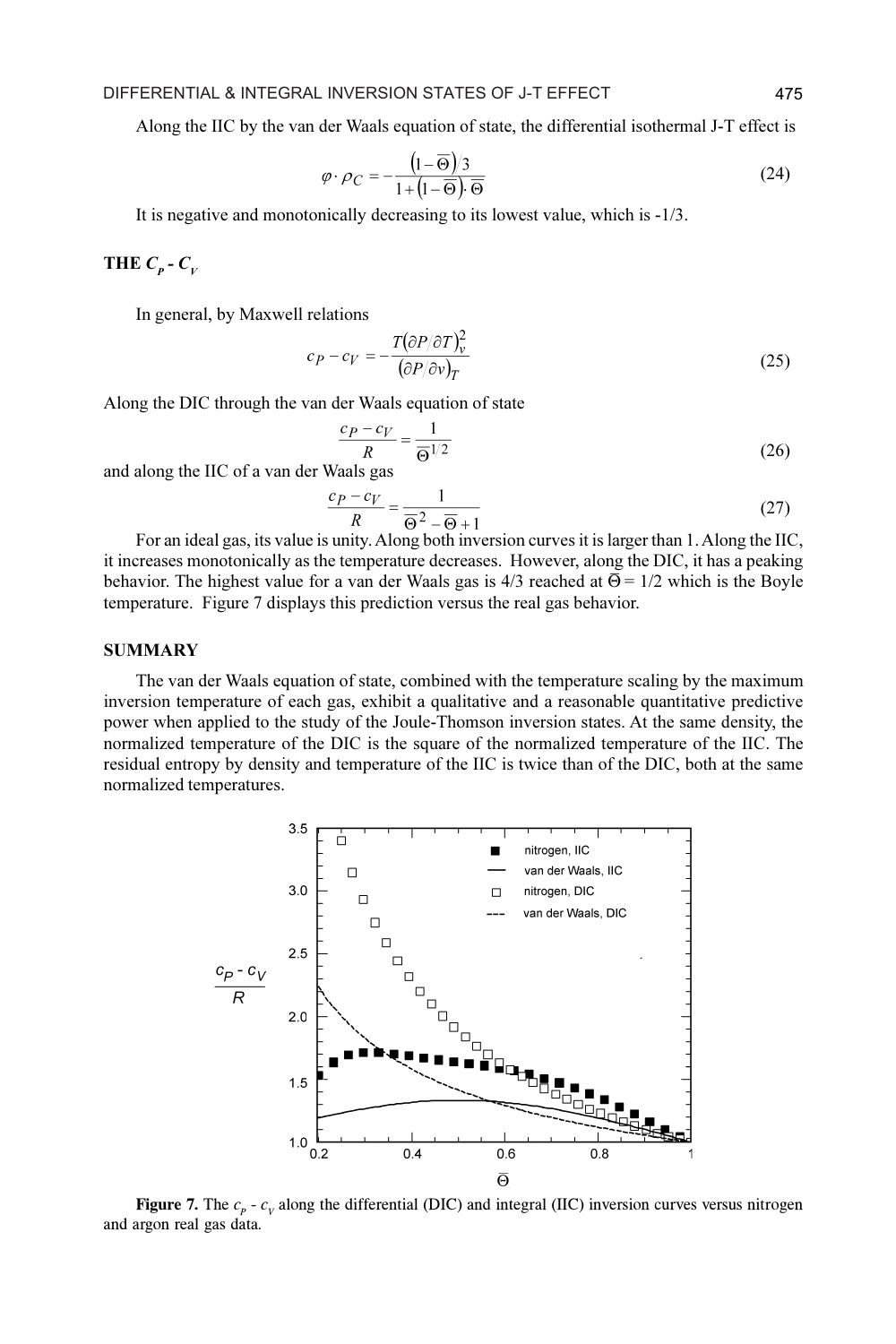Along the IIC by the van der Waals equation of state, the differential isothermal J-T effect is

$$\varphi \cdot \rho_C = -\frac{\left(1-\overline{\Theta}\right)/3}{1+\left(1-\overline{\Theta}\right)\cdot\overline{\Theta}} \tag{24}$$

It is negative and monotonically decreasing to its lowest value, which is -1/3.

## THE $C_P$ - $C_V$

In general, by Maxwell relations

$$c_P - c_V = -\frac{T\left(\partial P/\partial T\right)_v^2}{\left(\partial P/\partial v\right)_T} \tag{25}$$

Along the DIC through the van der Waals equation of state

$$\frac{c_P - c_V}{R} = \frac{1}{\overline{\Theta}^{1/2}} \tag{26}$$

and along the IIC of a van der Waals gas

$$\frac{c_P - c_V}{R} = \frac{1}{\overline{\Theta}^2 - \overline{\Theta} + 1} \tag{27}$$

For an ideal gas, its value is unity. Along both inversion curves it is larger than 1. Along the IIC, it increases monotonically as the temperature decreases. However, along the DIC, it has a peaking behavior. The highest value for a van der Waals gas is 4/3 reached at $\overline{\Theta} = 1/2$ which is the Boyle temperature. Figure 7 displays this prediction versus the real gas behavior.

## SUMMARY

The van der Waals equation of state, combined with the temperature scaling by the maximum inversion temperature of each gas, exhibit a qualitative and a reasonable quantitative predictive power when applied to the study of the Joule-Thomson inversion states. At the same density, the normalized temperature of the DIC is the square of the normalized temperature of the IIC. The residual entropy by density and temperature of the IIC is twice than of the DIC, both at the same normalized temperatures.

**Figure 7.** The $c_p$ - $c_v$ along the differential (DIC) and integral (IIC) inversion curves versus nitrogen and argon real gas data.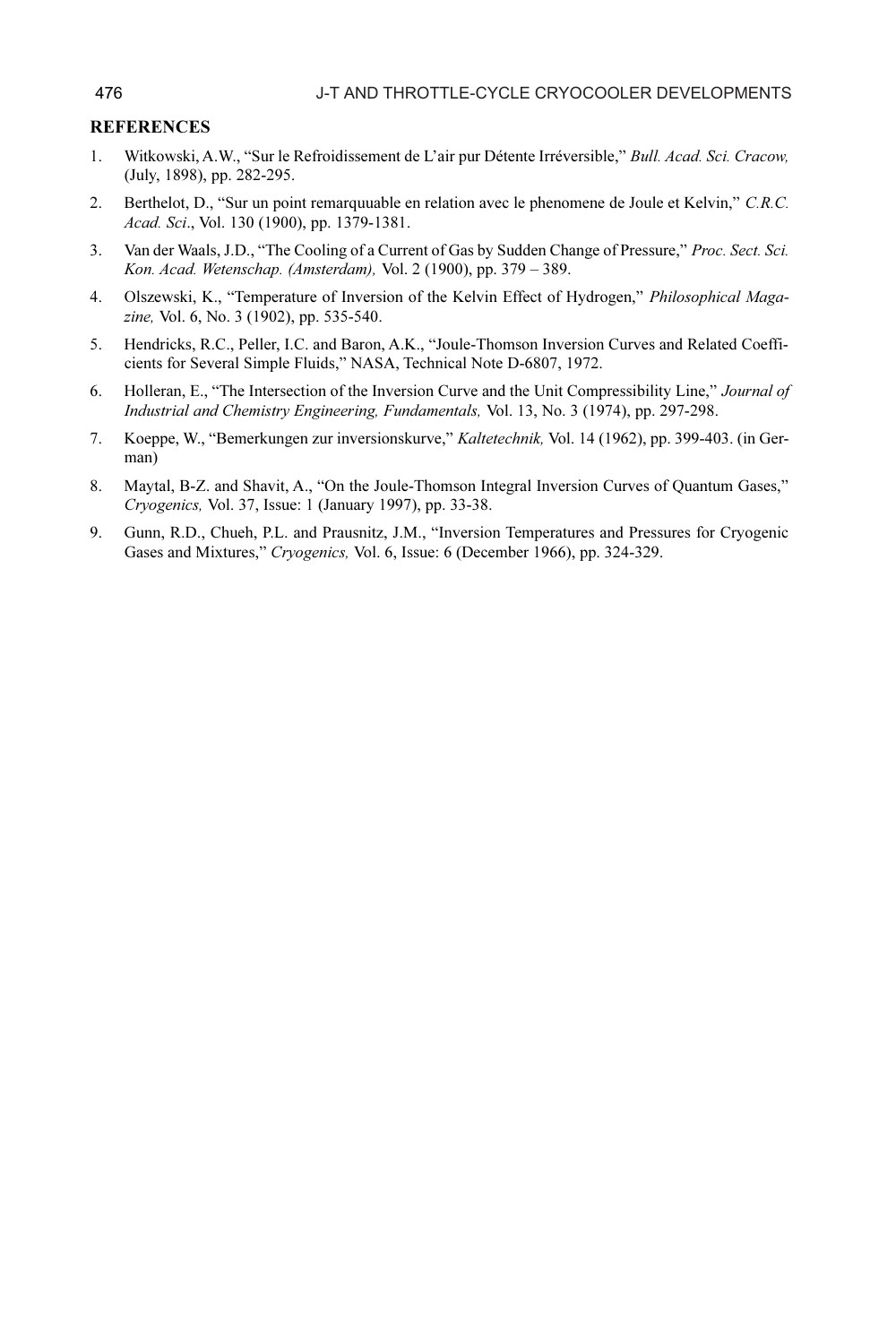## REFERENCES

1. Witkowski, A.W., "Sur le Refroidissement de L'air pur Détente Irréversible," *Bull. Acad. Sci. Cracow,* (July, 1898), pp. 282-295.
2. Berthelot, D., "Sur un point remarquuable en relation avec le phenomene de Joule et Kelvin," *C.R.C. Acad. Sci*., Vol. 130 (1900), pp. 1379-1381.
3. Van der Waals, J.D., "The Cooling of a Current of Gas by Sudden Change of Pressure," *Proc. Sect. Sci. Kon. Acad. Wetenschap. (Amsterdam),* Vol. 2 (1900), pp. 379 – 389.
4. Olszewski, K., "Temperature of Inversion of the Kelvin Effect of Hydrogen," *Philosophical Magazine,* Vol. 6, No. 3 (1902), pp. 535-540.
5. Hendricks, R.C., Peller, I.C. and Baron, A.K., "Joule-Thomson Inversion Curves and Related Coefficients for Several Simple Fluids," NASA, Technical Note D-6807, 1972.
6. Holleran, E., "The Intersection of the Inversion Curve and the Unit Compressibility Line," *Journal of Industrial and Chemistry Engineering, Fundamentals,* Vol. 13, No. 3 (1974), pp. 297-298.
7. Koeppe, W., "Bemerkungen zur inversionskurve," *Kaltetechnik,* Vol. 14 (1962), pp. 399-403. (in German)
8. Maytal, B-Z. and Shavit, A., "On the Joule-Thomson Integral Inversion Curves of Quantum Gases," *Cryogenics,* Vol. 37, Issue: 1 (January 1997), pp. 33-38.
9. Gunn, R.D., Chueh, P.L. and Prausnitz, J.M., "Inversion Temperatures and Pressures for Cryogenic Gases and Mixtures," *Cryogenics,* Vol. 6, Issue: 6 (December 1966), pp. 324-329.